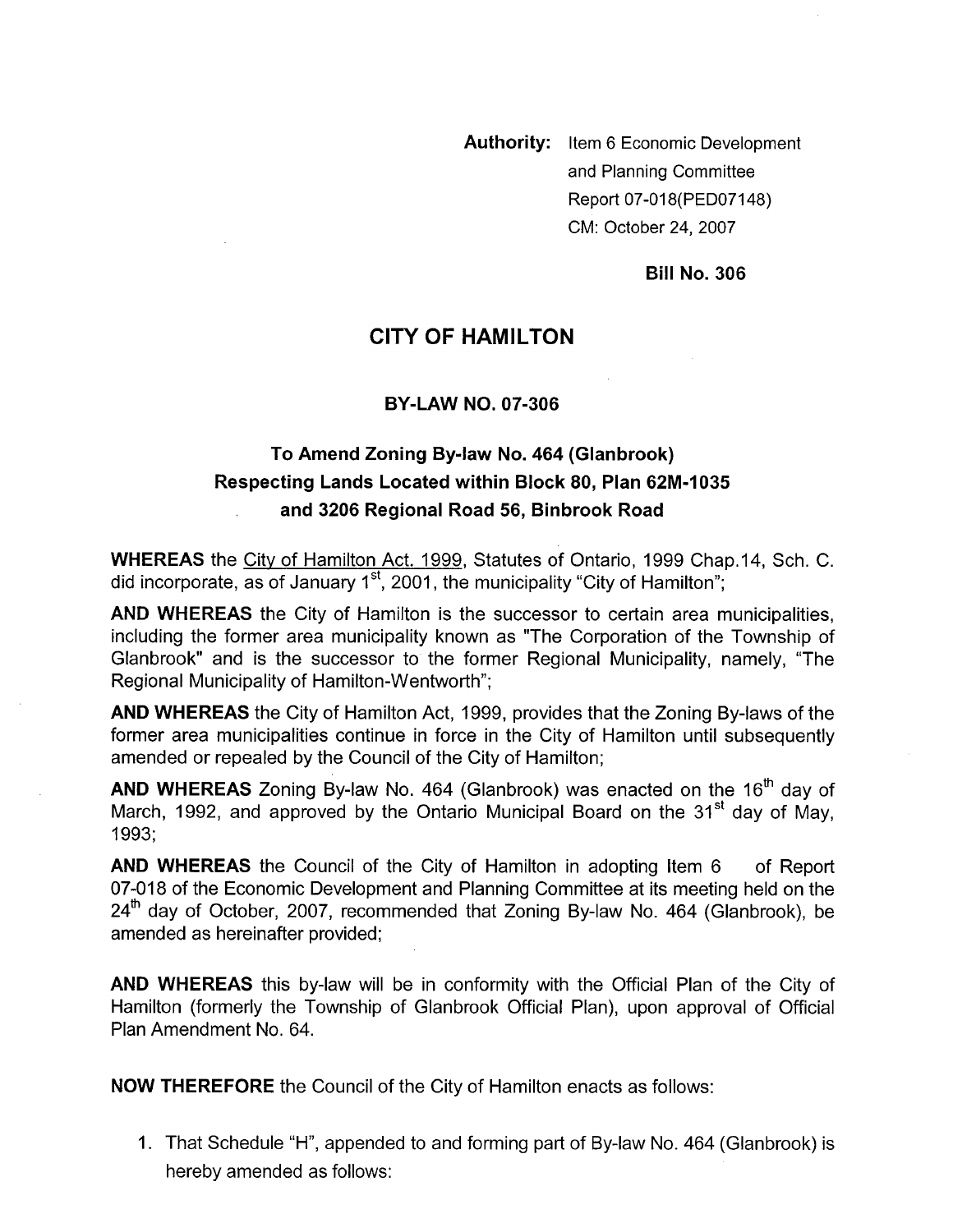**Authority:** Item 6 Economic Development and Planning Committee Report 07-018(PED07148) CM: October 24, 2007

**Bill No. 306**

# CITY OF HAMILTON

## BY-LAW NO. 07-306

## To Amend Zoning By-law No. 464 (Glanbrook) Respecting Lands Located within Block 80, Plan 62M-1035 and 3206 Regional Road 56, Binbrook Road

**WHEREAS** the City of Hamilton Act. 1999, Statutes of Ontario, 1999 Chap.14, Sch. C. did incorporate, as of January 1st, 2001, the municipality "City of Hamilton";

**AND WHEREAS** the City of Hamilton is the successor to certain area municipalities, including the former area municipality known as "The Corporation of the Township of Glanbrook" and is the successor to the former Regional Municipality, namely, "The Regional Municipality of Hamilton-Wentworth";

**AND WHEREAS** the City of Hamilton Act, 1999, provides that the Zoning By-laws of the former area municipalities continue in force in the City of Hamilton until subsequently amended or repealed by the Council of the City of Hamilton;

**AND WHEREAS** Zoning By-law No. 464 (Glanbrook) was enacted on the 16th day of March, 1992, and approved by the Ontario Municipal Board on the 31st day of May, 1993;

**AND WHEREAS** the Council of the City of Hamilton in adopting Item 6 of Report 07-018 of the Economic Development and Planning Committee at its meeting held on the 24th day of October, 2007, recommended that Zoning By-law No. 464 (Glanbrook), be amended as hereinafter provided;

**AND WHEREAS** this by-law will be in conformity with the Official Plan of the City of Hamilton (formerly the Township of Glanbrook Official Plan), upon approval of Official Plan Amendment No. 64.

**NOW THEREFORE** the Council of the City of Hamilton enacts as follows:

1. That Schedule "H", appended to and forming part of By-law No. 464 (Glanbrook) is hereby amended as follows: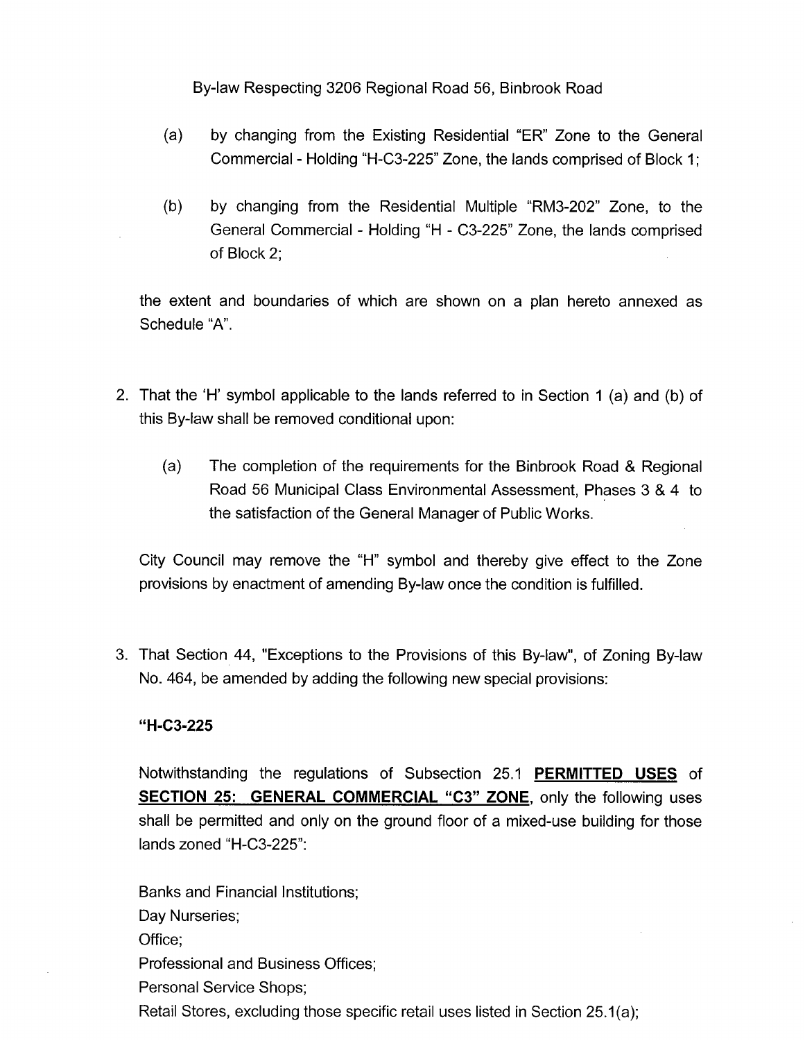By-law Respecting 3206 Regional Road 56, Binbrook Road

(a) by changing from the Existing Residential "ER" Zone to the General Commercial - Holding "H-C3-225" Zone, the lands comprised of Block 1;

(b) by changing from the Residential Multiple "RM3-202" Zone, to the General Commercial - Holding "H - C3-225" Zone, the lands comprised of Block 2;

the extent and boundaries of which are shown on a plan hereto annexed as Schedule "A".

2. That the 'H' symbol applicable to the lands referred to in Section 1 (a) and (b) of this By-law shall be removed conditional upon:

   (a) The completion of the requirements for the Binbrook Road & Regional Road 56 Municipal Class Environmental Assessment, Phases 3 & 4 to the satisfaction of the General Manager of Public Works.

   City Council may remove the "H" symbol and thereby give effect to the Zone provisions by enactment of amending By-law once the condition is fulfilled.

3. That Section 44, "Exceptions to the Provisions of this By-law", of Zoning By-law No. 464, be amended by adding the following new special provisions:

   **"H-C3-225**

   Notwithstanding the regulations of Subsection 25.1 **PERMITTED USES** of **SECTION 25: GENERAL COMMERCIAL "C3" ZONE**, only the following uses shall be permitted and only on the ground floor of a mixed-use building for those lands zoned "H-C3-225":

   Banks and Financial Institutions;
   Day Nurseries;
   Office;
   Professional and Business Offices;
   Personal Service Shops;
   Retail Stores, excluding those specific retail uses listed in Section 25.1(a);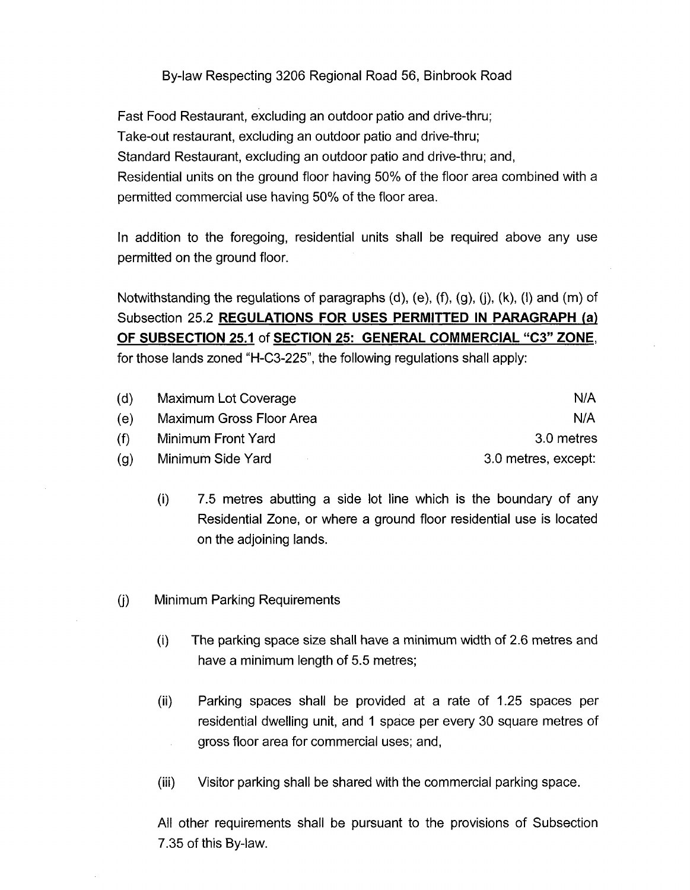By-law Respecting 3206 Regional Road 56, Binbrook Road

Fast Food Restaurant, excluding an outdoor patio and drive-thru;
Take-out restaurant, excluding an outdoor patio and drive-thru;
Standard Restaurant, excluding an outdoor patio and drive-thru; and,
Residential units on the ground floor having 50% of the floor area combined with a permitted commercial use having 50% of the floor area.

In addition to the foregoing, residential units shall be required above any use permitted on the ground floor.

Notwithstanding the regulations of paragraphs (d), (e), (f), (g), (j), (k), (l) and (m) of Subsection 25.2 **REGULATIONS FOR USES PERMITTED IN PARAGRAPH (a) OF SUBSECTION 25.1** of **SECTION 25: GENERAL COMMERCIAL "C3" ZONE**, for those lands zoned "H-C3-225", the following regulations shall apply:

(d) Maximum Lot Coverage — N/A

(e) Maximum Gross Floor Area — N/A

(f) Minimum Front Yard — 3.0 metres

(g) Minimum Side Yard — 3.0 metres, except:

   (i) 7.5 metres abutting a side lot line which is the boundary of any Residential Zone, or where a ground floor residential use is located on the adjoining lands.

(j) Minimum Parking Requirements

   (i) The parking space size shall have a minimum width of 2.6 metres and have a minimum length of 5.5 metres;

   (ii) Parking spaces shall be provided at a rate of 1.25 spaces per residential dwelling unit, and 1 space per every 30 square metres of gross floor area for commercial uses; and,

   (iii) Visitor parking shall be shared with the commercial parking space.

   All other requirements shall be pursuant to the provisions of Subsection 7.35 of this By-law.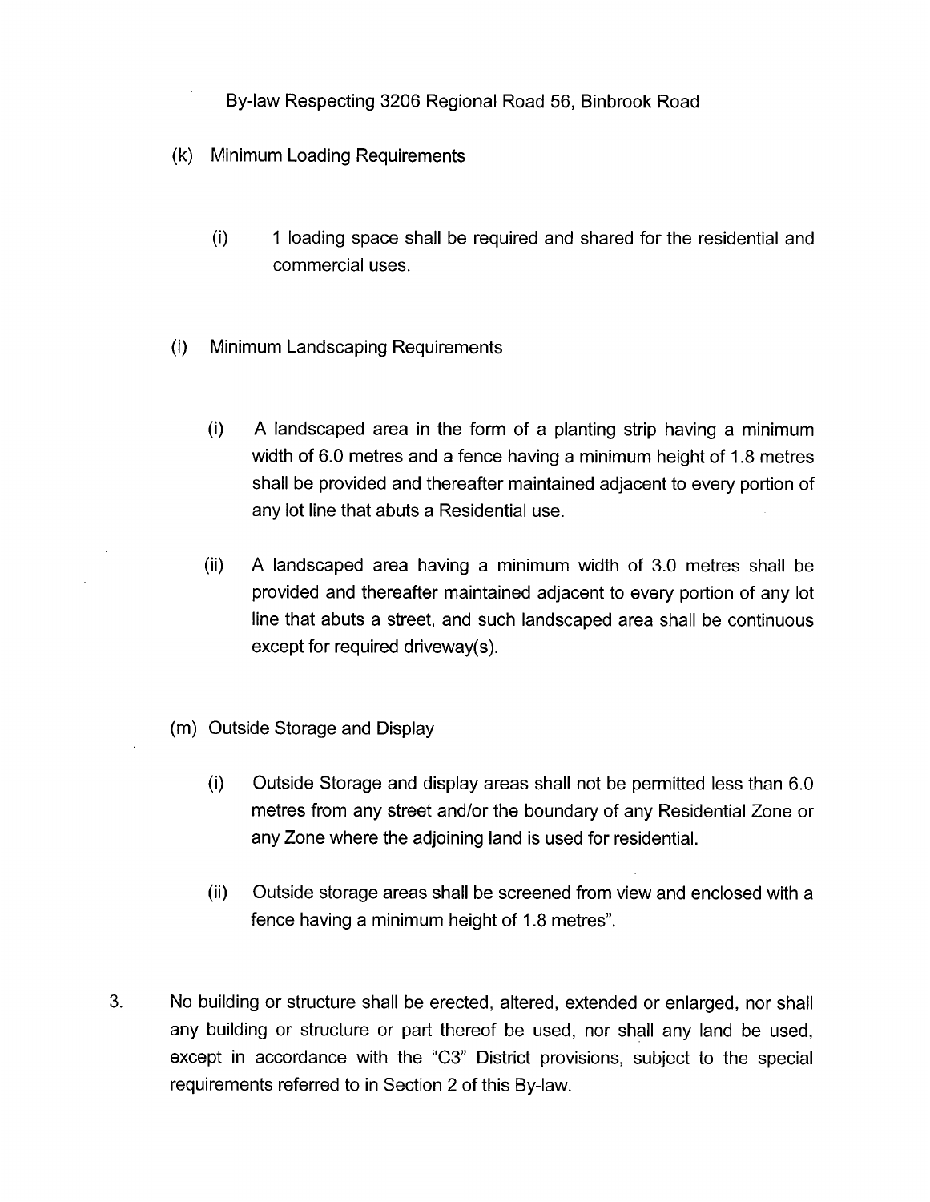By-law Respecting 3206 Regional Road 56, Binbrook Road

(k) Minimum Loading Requirements

(i) 1 loading space shall be required and shared for the residential and commercial uses.

(l) Minimum Landscaping Requirements

(i) A landscaped area in the form of a planting strip having a minimum width of 6.0 metres and a fence having a minimum height of 1.8 metres shall be provided and thereafter maintained adjacent to every portion of any lot line that abuts a Residential use.

(ii) A landscaped area having a minimum width of 3.0 metres shall be provided and thereafter maintained adjacent to every portion of any lot line that abuts a street, and such landscaped area shall be continuous except for required driveway(s).

(m) Outside Storage and Display

(i) Outside Storage and display areas shall not be permitted less than 6.0 metres from any street and/or the boundary of any Residential Zone or any Zone where the adjoining land is used for residential.

(ii) Outside storage areas shall be screened from view and enclosed with a fence having a minimum height of 1.8 metres".

3. No building or structure shall be erected, altered, extended or enlarged, nor shall any building or structure or part thereof be used, nor shall any land be used, except in accordance with the "C3" District provisions, subject to the special requirements referred to in Section 2 of this By-law.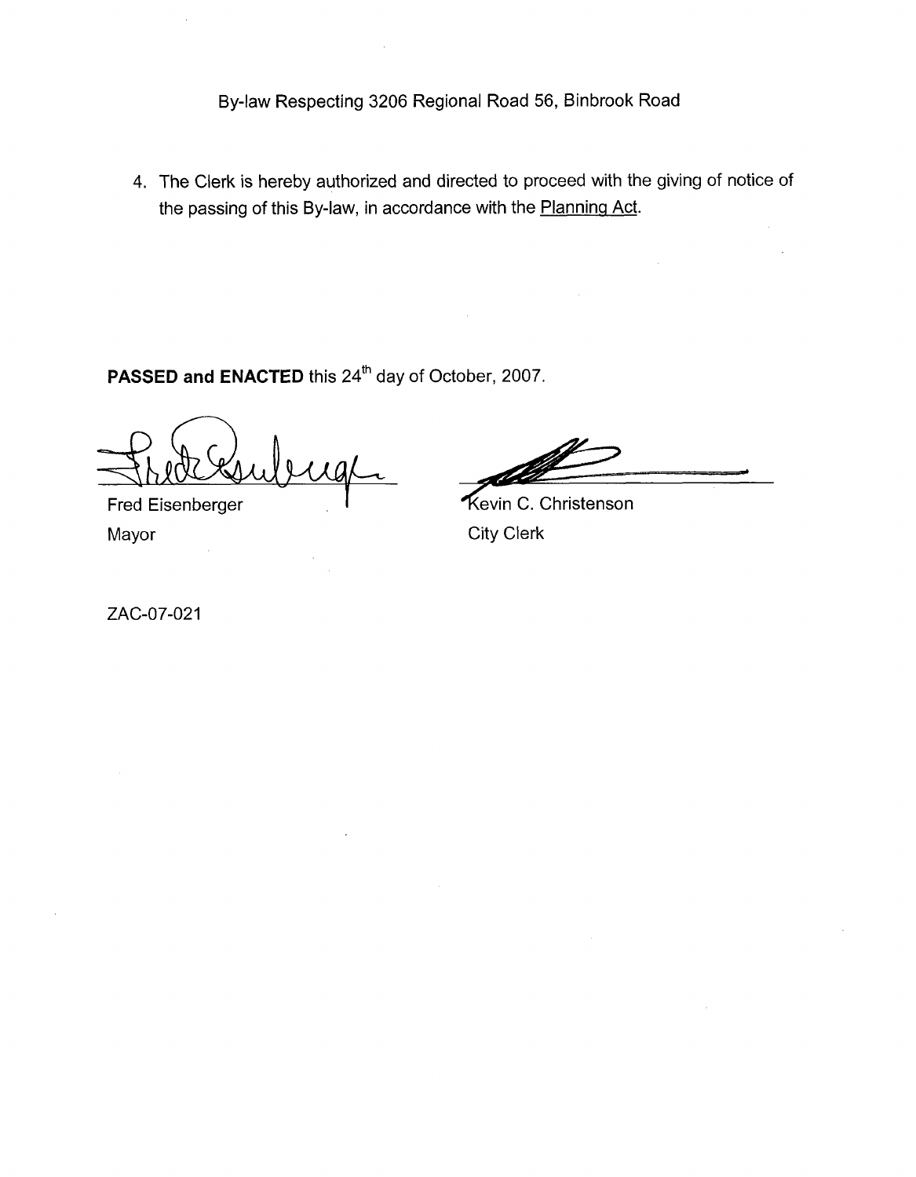By-law Respecting 3206 Regional Road 56, Binbrook Road

4. The Clerk is hereby authorized and directed to proceed with the giving of notice of the passing of this By-law, in accordance with the Planning Act.

**PASSED and ENACTED** this 24th day of October, 2007.

Fred Eisenberger
Mayor

Kevin C. Christenson
City Clerk

ZAC-07-021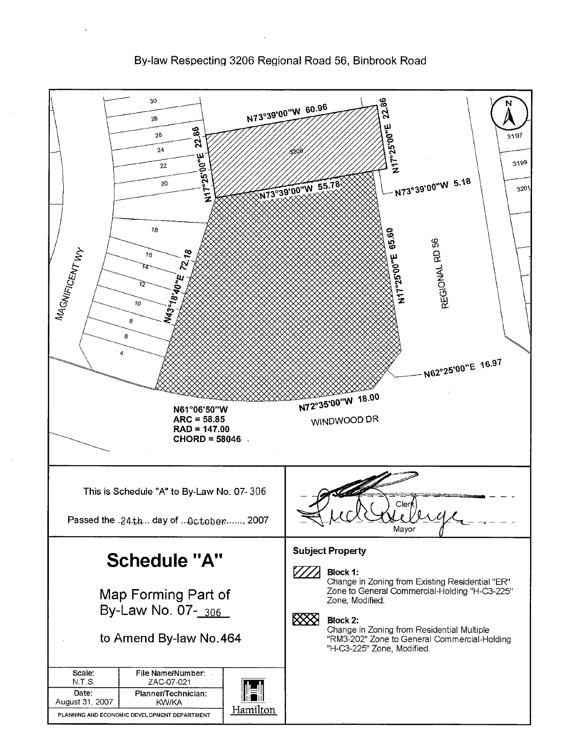By-law Respecting 3206 Regional Road 56, Binbrook Road

N73°39'00"W 60.96

N17°25'00"E 22.86

N17°25'00"E 22.86

3206

N73°39'00"W 55.78

N73°39'00"W 5.18

N43°18'40"E 72.18

N17°25'00"E 65.60

REGIONAL RD 56

MAGNIFICENT WY

30
28
26
24
22
20
18
16
14
12
10
8
6
4

3197
3199
3201

N62°25'00"E 16.97

N72°35'00"W 18.00

N61°06'50"W
ARC = 58.85
RAD = 147.00
CHORD = 58046

WINDWOOD DR

This is Schedule "A" to By-Law No. 07- 306

Passed the .24th... day of ..October......, 2007

Clerk

Mayor

# Schedule "A"

Map Forming Part of
By-Law No. 07- 306

to Amend By-law No.464

| Scale: | File Name/Number: |
|---|---|
| N.T.S. | ZAC-07-021 |
| Date: | Planner/Technician: |
| August 31, 2007 | KW/KA |

PLANNING AND ECONOMIC DEVELOPMENT DEPARTMENT

Hamilton

**Subject Property**

**Block 1:**
Change in Zoning from Existing Residential "ER" Zone to General Commercial-Holding "H-C3-225" Zone, Modified.

**Block 2:**
Change in Zoning from Residential Multiple "RM3-202" Zone to General Commercial-Holding "H-C3-225" Zone, Modified.